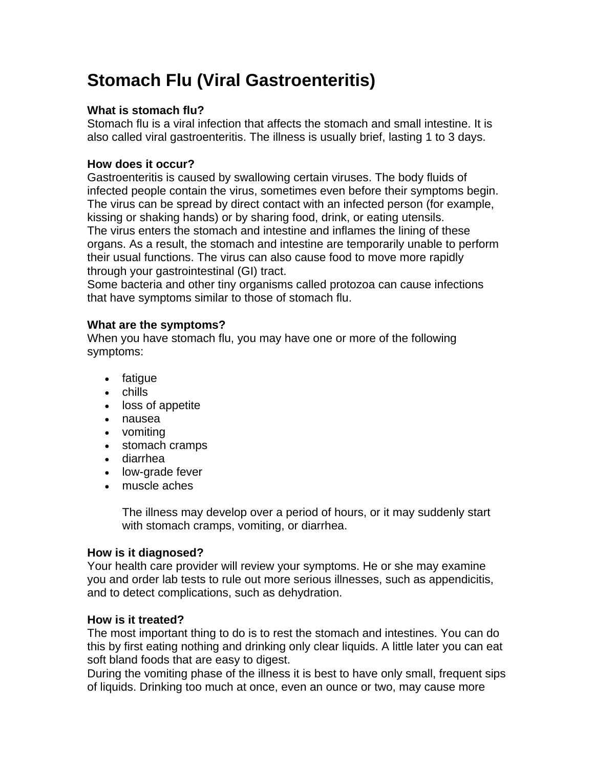# Stomach Flu (Viral Gastroenteritis)

**What is stomach flu?**
Stomach flu is a viral infection that affects the stomach and small intestine. It is also called viral gastroenteritis. The illness is usually brief, lasting 1 to 3 days.

**How does it occur?**
Gastroenteritis is caused by swallowing certain viruses. The body fluids of infected people contain the virus, sometimes even before their symptoms begin. The virus can be spread by direct contact with an infected person (for example, kissing or shaking hands) or by sharing food, drink, or eating utensils.
The virus enters the stomach and intestine and inflames the lining of these organs. As a result, the stomach and intestine are temporarily unable to perform their usual functions. The virus can also cause food to move more rapidly through your gastrointestinal (GI) tract.
Some bacteria and other tiny organisms called protozoa can cause infections that have symptoms similar to those of stomach flu.

**What are the symptoms?**
When you have stomach flu, you may have one or more of the following symptoms:

- fatigue
- chills
- loss of appetite
- nausea
- vomiting
- stomach cramps
- diarrhea
- low-grade fever
- muscle aches

  The illness may develop over a period of hours, or it may suddenly start with stomach cramps, vomiting, or diarrhea.

**How is it diagnosed?**
Your health care provider will review your symptoms. He or she may examine you and order lab tests to rule out more serious illnesses, such as appendicitis, and to detect complications, such as dehydration.

**How is it treated?**
The most important thing to do is to rest the stomach and intestines. You can do this by first eating nothing and drinking only clear liquids. A little later you can eat soft bland foods that are easy to digest.
During the vomiting phase of the illness it is best to have only small, frequent sips of liquids. Drinking too much at once, even an ounce or two, may cause more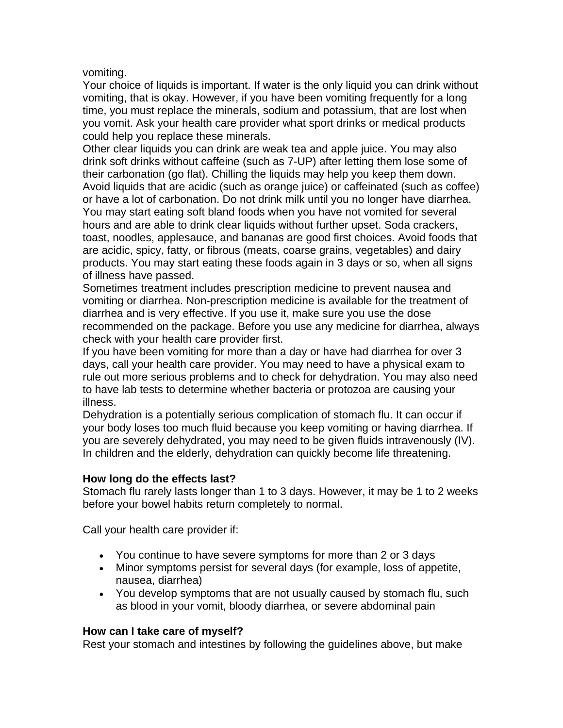vomiting.

Your choice of liquids is important. If water is the only liquid you can drink without vomiting, that is okay. However, if you have been vomiting frequently for a long time, you must replace the minerals, sodium and potassium, that are lost when you vomit. Ask your health care provider what sport drinks or medical products could help you replace these minerals.

Other clear liquids you can drink are weak tea and apple juice. You may also drink soft drinks without caffeine (such as 7-UP) after letting them lose some of their carbonation (go flat). Chilling the liquids may help you keep them down. Avoid liquids that are acidic (such as orange juice) or caffeinated (such as coffee) or have a lot of carbonation. Do not drink milk until you no longer have diarrhea.

You may start eating soft bland foods when you have not vomited for several hours and are able to drink clear liquids without further upset. Soda crackers, toast, noodles, applesauce, and bananas are good first choices. Avoid foods that are acidic, spicy, fatty, or fibrous (meats, coarse grains, vegetables) and dairy products. You may start eating these foods again in 3 days or so, when all signs of illness have passed.

Sometimes treatment includes prescription medicine to prevent nausea and vomiting or diarrhea. Non-prescription medicine is available for the treatment of diarrhea and is very effective. If you use it, make sure you use the dose recommended on the package. Before you use any medicine for diarrhea, always check with your health care provider first.

If you have been vomiting for more than a day or have had diarrhea for over 3 days, call your health care provider. You may need to have a physical exam to rule out more serious problems and to check for dehydration. You may also need to have lab tests to determine whether bacteria or protozoa are causing your illness.

Dehydration is a potentially serious complication of stomach flu. It can occur if your body loses too much fluid because you keep vomiting or having diarrhea. If you are severely dehydrated, you may need to be given fluids intravenously (IV). In children and the elderly, dehydration can quickly become life threatening.

**How long do the effects last?**

Stomach flu rarely lasts longer than 1 to 3 days. However, it may be 1 to 2 weeks before your bowel habits return completely to normal.

Call your health care provider if:

- You continue to have severe symptoms for more than 2 or 3 days
- Minor symptoms persist for several days (for example, loss of appetite, nausea, diarrhea)
- You develop symptoms that are not usually caused by stomach flu, such as blood in your vomit, bloody diarrhea, or severe abdominal pain

**How can I take care of myself?**

Rest your stomach and intestines by following the guidelines above, but make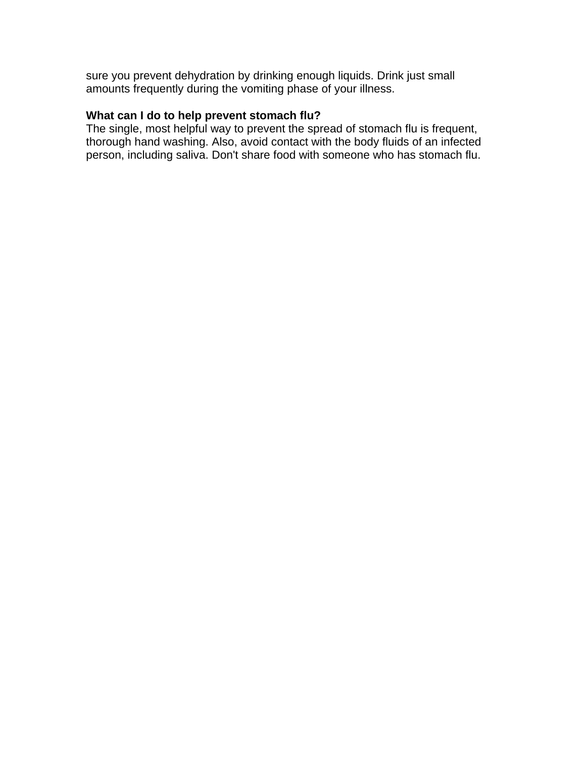sure you prevent dehydration by drinking enough liquids. Drink just small amounts frequently during the vomiting phase of your illness.

**What can I do to help prevent stomach flu?**

The single, most helpful way to prevent the spread of stomach flu is frequent, thorough hand washing. Also, avoid contact with the body fluids of an infected person, including saliva. Don't share food with someone who has stomach flu.